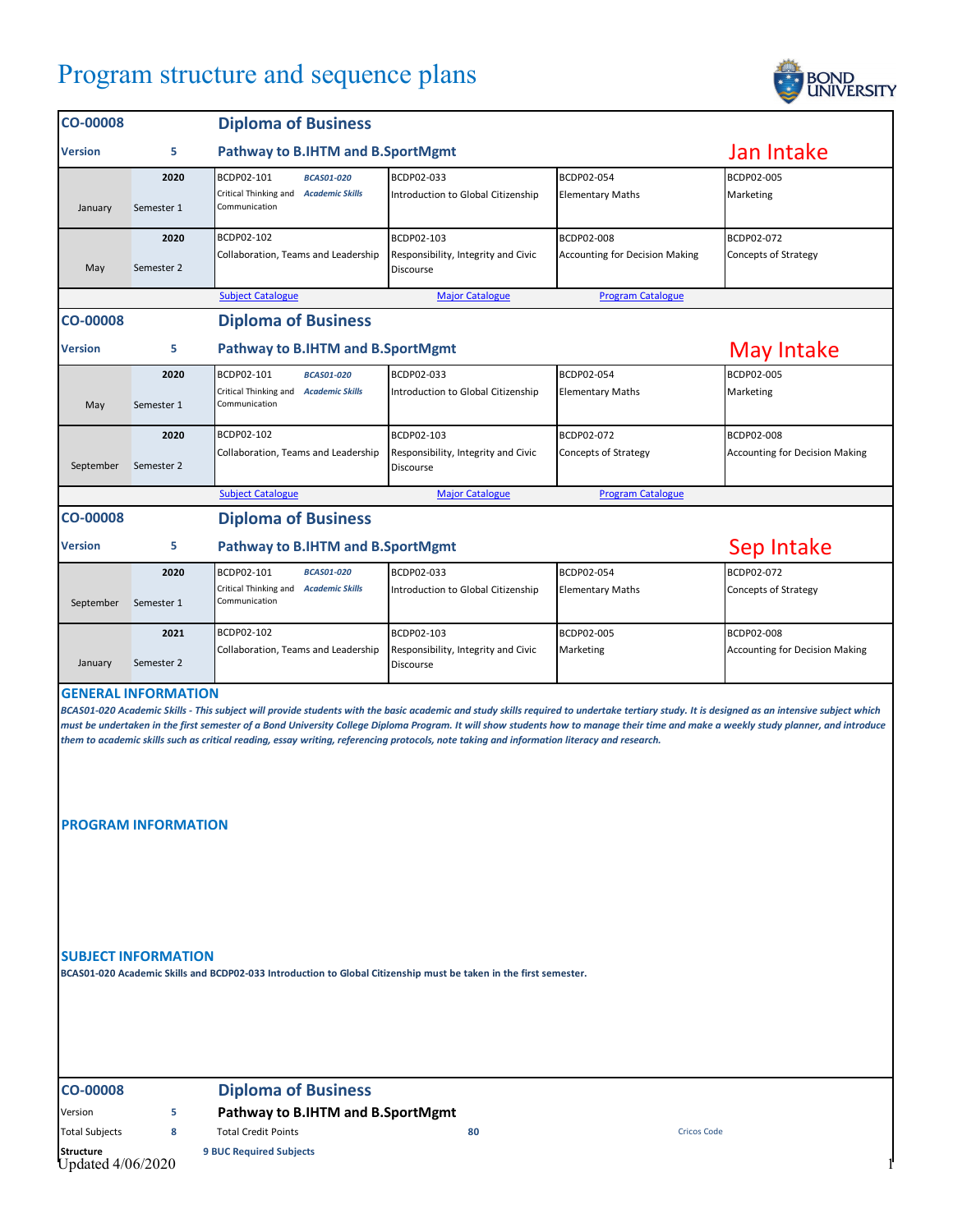# Program structure and sequence plans

| CO-00008 | | Diploma of Business | | | |
|---|---|---|---|---|---|
| Version | 5 | Pathway to B.IHTM and B.SportMgmt | | | Jan Intake |
| January | 2020 Semester 1 | BCDP02-101 Critical Thinking and Communication *BCAS01-020 Academic Skills* | BCDP02-033 Introduction to Global Citizenship | BCDP02-054 Elementary Maths | BCDP02-005 Marketing |
| May | 2020 Semester 2 | BCDP02-102 Collaboration, Teams and Leadership | BCDP02-103 Responsibility, Integrity and Civic Discourse | BCDP02-008 Accounting for Decision Making | BCDP02-072 Concepts of Strategy |
| | | Subject Catalogue | Major Catalogue | Program Catalogue | |

| CO-00008 | | Diploma of Business | | | |
|---|---|---|---|---|---|
| Version | 5 | Pathway to B.IHTM and B.SportMgmt | | | May Intake |
| May | 2020 Semester 1 | BCDP02-101 Critical Thinking and Communication *BCAS01-020 Academic Skills* | BCDP02-033 Introduction to Global Citizenship | BCDP02-054 Elementary Maths | BCDP02-005 Marketing |
| September | 2020 Semester 2 | BCDP02-102 Collaboration, Teams and Leadership | BCDP02-103 Responsibility, Integrity and Civic Discourse | BCDP02-072 Concepts of Strategy | BCDP02-008 Accounting for Decision Making |
| | | Subject Catalogue | Major Catalogue | Program Catalogue | |

| CO-00008 | | Diploma of Business | | | |
|---|---|---|---|---|---|
| Version | 5 | Pathway to B.IHTM and B.SportMgmt | | | Sep Intake |
| September | 2020 Semester 1 | BCDP02-101 Critical Thinking and Communication *BCAS01-020 Academic Skills* | BCDP02-033 Introduction to Global Citizenship | BCDP02-054 Elementary Maths | BCDP02-072 Concepts of Strategy |
| January | 2021 Semester 2 | BCDP02-102 Collaboration, Teams and Leadership | BCDP02-103 Responsibility, Integrity and Civic Discourse | BCDP02-005 Marketing | BCDP02-008 Accounting for Decision Making |

## GENERAL INFORMATION

***BCAS01-020 Academic Skills - This subject will provide students with the basic academic and study skills required to undertake tertiary study. It is designed as an intensive subject which must be undertaken in the first semester of a Bond University College Diploma Program. It will show students how to manage their time and make a weekly study planner, and introduce them to academic skills such as critical reading, essay writing, referencing protocols, note taking and information literacy and research.***

## PROGRAM INFORMATION

## SUBJECT INFORMATION

**BCAS01-020 Academic Skills and BCDP02-033 Introduction to Global Citizenship must be taken in the first semester.**

| CO-00008 | | Diploma of Business | | |
|---|---|---|---|---|
| Version | 5 | Pathway to B.IHTM and B.SportMgmt | | |
| Total Subjects | 8 | Total Credit Points | 80 | Cricos Code |
| **Structure** | | **9 BUC Required Subjects** | | |

Updated 4/06/2020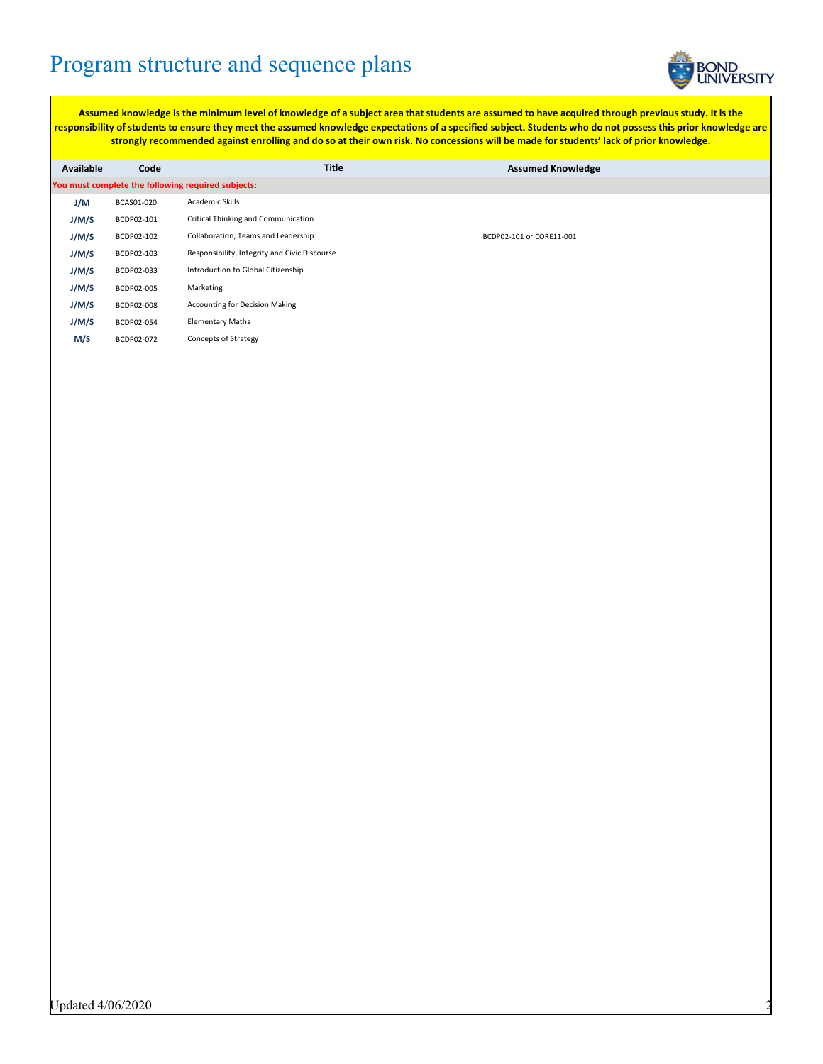# Program structure and sequence plans

**Assumed knowledge is the minimum level of knowledge of a subject area that students are assumed to have acquired through previous study. It is the responsibility of students to ensure they meet the assumed knowledge expectations of a specified subject. Students who do not possess this prior knowledge are strongly recommended against enrolling and do so at their own risk. No concessions will be made for students' lack of prior knowledge.**

| Available | Code | Title | Assumed Knowledge |
|---|---|---|---|
| **You must complete the following required subjects:** | | | |
| J/M | BCAS01-020 | Academic Skills | |
| J/M/S | BCDP02-101 | Critical Thinking and Communication | |
| J/M/S | BCDP02-102 | Collaboration, Teams and Leadership | BCDP02-101 or CORE11-001 |
| J/M/S | BCDP02-103 | Responsibility, Integrity and Civic Discourse | |
| J/M/S | BCDP02-033 | Introduction to Global Citizenship | |
| J/M/S | BCDP02-005 | Marketing | |
| J/M/S | BCDP02-008 | Accounting for Decision Making | |
| J/M/S | BCDP02-054 | Elementary Maths | |
| M/S | BCDP02-072 | Concepts of Strategy | |

Updated 4/06/2020